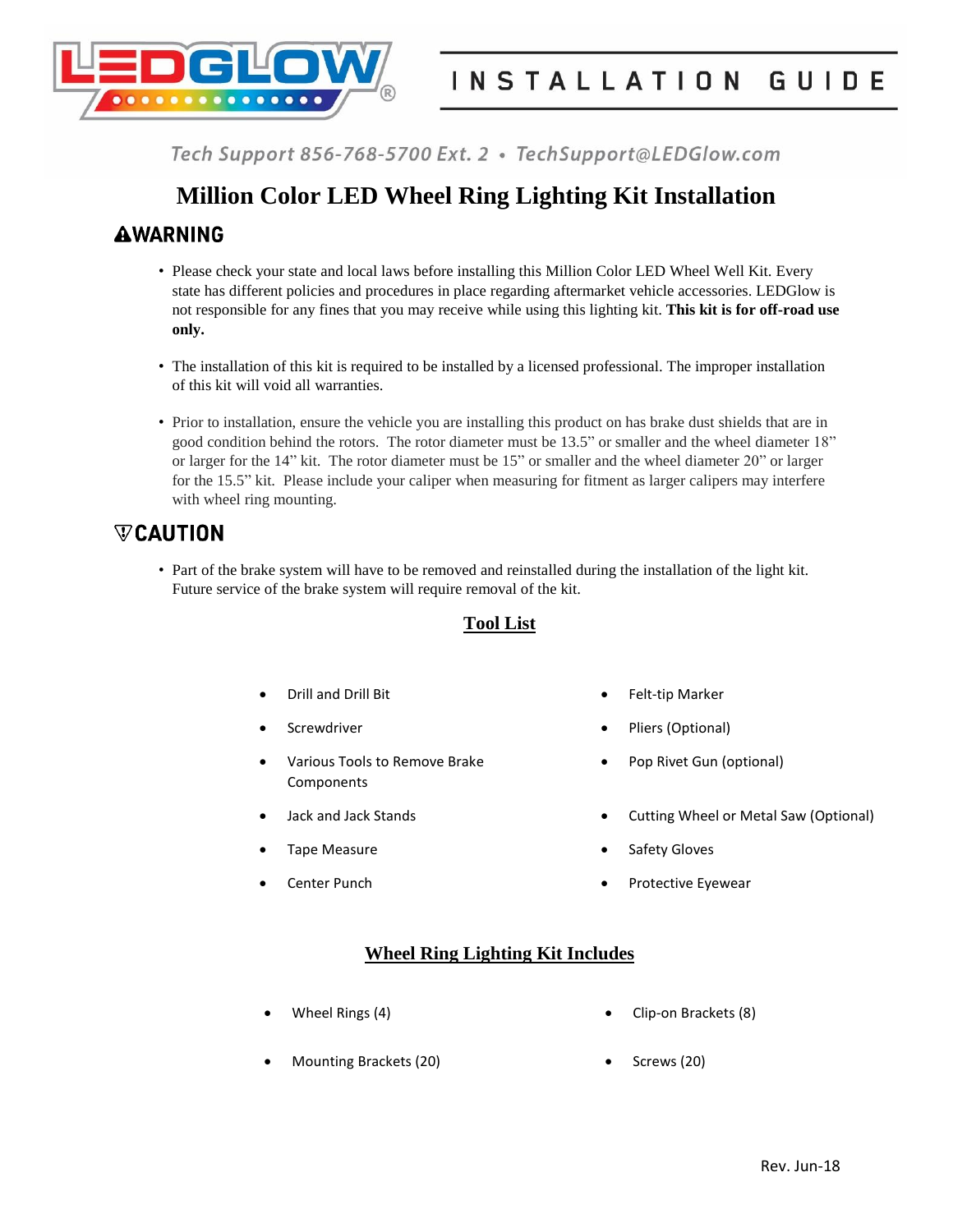LEDGLOW®

INSTALLATION GUIDE

Tech Support 856-768-5700 Ext. 2 • TechSupport@LEDGlow.com

# Million Color LED Wheel Ring Lighting Kit Installation

## ⚠WARNING

- Please check your state and local laws before installing this Million Color LED Wheel Well Kit. Every state has different policies and procedures in place regarding aftermarket vehicle accessories. LEDGlow is not responsible for any fines that you may receive while using this lighting kit. **This kit is for off-road use only.**
- The installation of this kit is required to be installed by a licensed professional. The improper installation of this kit will void all warranties.
- Prior to installation, ensure the vehicle you are installing this product on has brake dust shields that are in good condition behind the rotors. The rotor diameter must be 13.5" or smaller and the wheel diameter 18" or larger for the 14" kit. The rotor diameter must be 15" or smaller and the wheel diameter 20" or larger for the 15.5" kit. Please include your caliper when measuring for fitment as larger calipers may interfere with wheel ring mounting.

## CAUTION

- Part of the brake system will have to be removed and reinstalled during the installation of the light kit. Future service of the brake system will require removal of the kit.

## Tool List

- Drill and Drill Bit
- Screwdriver
- Various Tools to Remove Brake Components
- Jack and Jack Stands
- Tape Measure
- Center Punch
- Felt-tip Marker
- Pliers (Optional)
- Pop Rivet Gun (optional)
- Cutting Wheel or Metal Saw (Optional)
- Safety Gloves
- Protective Eyewear

## Wheel Ring Lighting Kit Includes

- Wheel Rings (4)
- Mounting Brackets (20)
- Clip-on Brackets (8)
- Screws (20)

Rev. Jun-18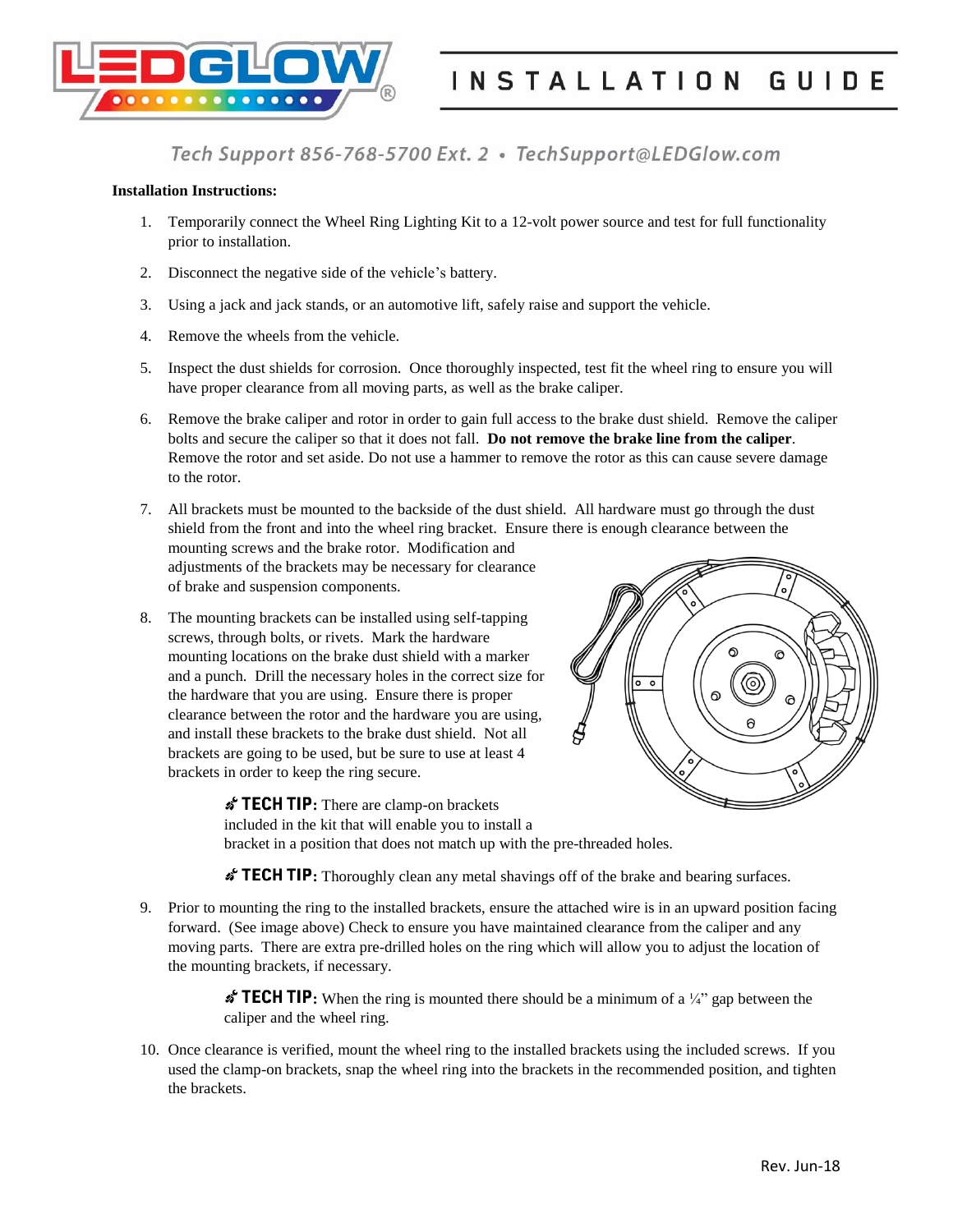**Installation Instructions:**

1. Temporarily connect the Wheel Ring Lighting Kit to a 12-volt power source and test for full functionality prior to installation.

2. Disconnect the negative side of the vehicle's battery.

3. Using a jack and jack stands, or an automotive lift, safely raise and support the vehicle.

4. Remove the wheels from the vehicle.

5. Inspect the dust shields for corrosion. Once thoroughly inspected, test fit the wheel ring to ensure you will have proper clearance from all moving parts, as well as the brake caliper.

6. Remove the brake caliper and rotor in order to gain full access to the brake dust shield. Remove the caliper bolts and secure the caliper so that it does not fall. **Do not remove the brake line from the caliper**. Remove the rotor and set aside. Do not use a hammer to remove the rotor as this can cause severe damage to the rotor.

7. All brackets must be mounted to the backside of the dust shield. All hardware must go through the dust shield from the front and into the wheel ring bracket. Ensure there is enough clearance between the mounting screws and the brake rotor. Modification and adjustments of the brackets may be necessary for clearance of brake and suspension components.

8. The mounting brackets can be installed using self-tapping screws, through bolts, or rivets. Mark the hardware mounting locations on the brake dust shield with a marker and a punch. Drill the necessary holes in the correct size for the hardware that you are using. Ensure there is proper clearance between the rotor and the hardware you are using, and install these brackets to the brake dust shield. Not all brackets are going to be used, but be sure to use at least 4 brackets in order to keep the ring secure.

   **TECH TIP:** There are clamp-on brackets included in the kit that will enable you to install a bracket in a position that does not match up with the pre-threaded holes.

   **TECH TIP:** Thoroughly clean any metal shavings off of the brake and bearing surfaces.

9. Prior to mounting the ring to the installed brackets, ensure the attached wire is in an upward position facing forward. (See image above) Check to ensure you have maintained clearance from the caliper and any moving parts. There are extra pre-drilled holes on the ring which will allow you to adjust the location of the mounting brackets, if necessary.

   **TECH TIP:** When the ring is mounted there should be a minimum of a ¼" gap between the caliper and the wheel ring.

10. Once clearance is verified, mount the wheel ring to the installed brackets using the included screws. If you used the clamp-on brackets, snap the wheel ring into the brackets in the recommended position, and tighten the brackets.

Rev. Jun-18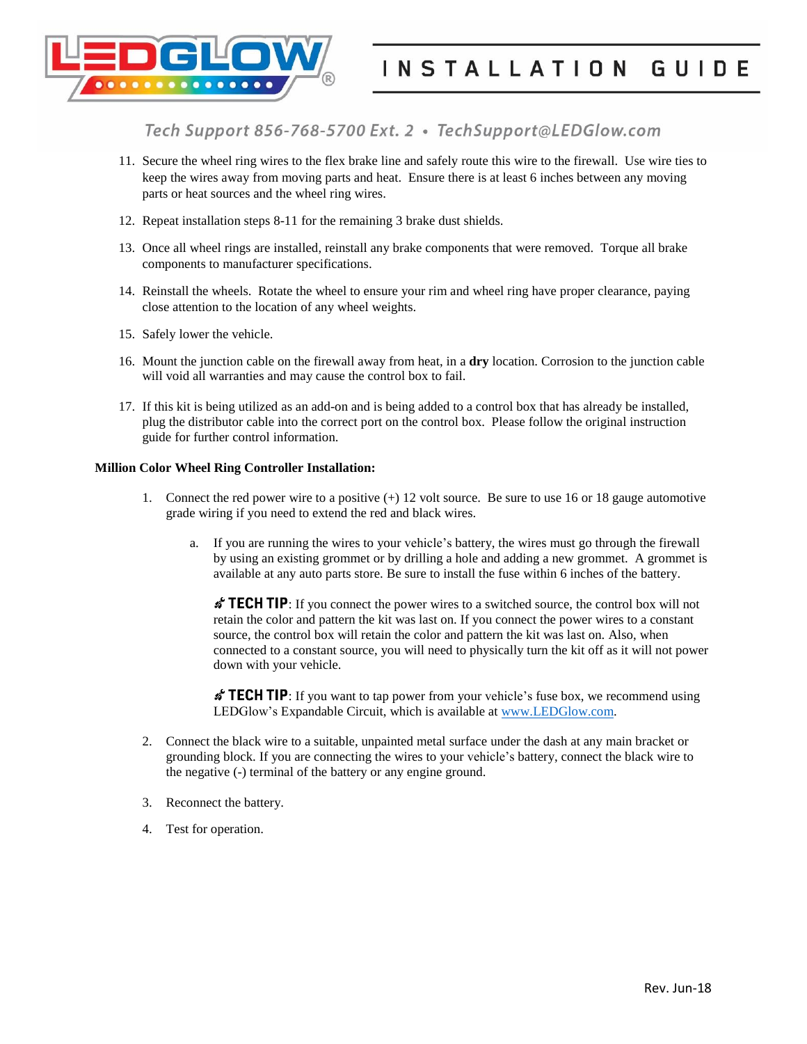11. Secure the wheel ring wires to the flex brake line and safely route this wire to the firewall. Use wire ties to keep the wires away from moving parts and heat. Ensure there is at least 6 inches between any moving parts or heat sources and the wheel ring wires.

12. Repeat installation steps 8-11 for the remaining 3 brake dust shields.

13. Once all wheel rings are installed, reinstall any brake components that were removed. Torque all brake components to manufacturer specifications.

14. Reinstall the wheels. Rotate the wheel to ensure your rim and wheel ring have proper clearance, paying close attention to the location of any wheel weights.

15. Safely lower the vehicle.

16. Mount the junction cable on the firewall away from heat, in a **dry** location. Corrosion to the junction cable will void all warranties and may cause the control box to fail.

17. If this kit is being utilized as an add-on and is being added to a control box that has already be installed, plug the distributor cable into the correct port on the control box. Please follow the original instruction guide for further control information.

**Million Color Wheel Ring Controller Installation:**

1. Connect the red power wire to a positive (+) 12 volt source. Be sure to use 16 or 18 gauge automotive grade wiring if you need to extend the red and black wires.

    a. If you are running the wires to your vehicle's battery, the wires must go through the firewall by using an existing grommet or by drilling a hole and adding a new grommet. A grommet is available at any auto parts store. Be sure to install the fuse within 6 inches of the battery.

    **TECH TIP**: If you connect the power wires to a switched source, the control box will not retain the color and pattern the kit was last on. If you connect the power wires to a constant source, the control box will retain the color and pattern the kit was last on. Also, when connected to a constant source, you will need to physically turn the kit off as it will not power down with your vehicle.

    **TECH TIP**: If you want to tap power from your vehicle's fuse box, we recommend using LEDGlow's Expandable Circuit, which is available at [www.LEDGlow.com](http://www.LEDGlow.com).

2. Connect the black wire to a suitable, unpainted metal surface under the dash at any main bracket or grounding block. If you are connecting the wires to your vehicle's battery, connect the black wire to the negative (-) terminal of the battery or any engine ground.

3. Reconnect the battery.

4. Test for operation.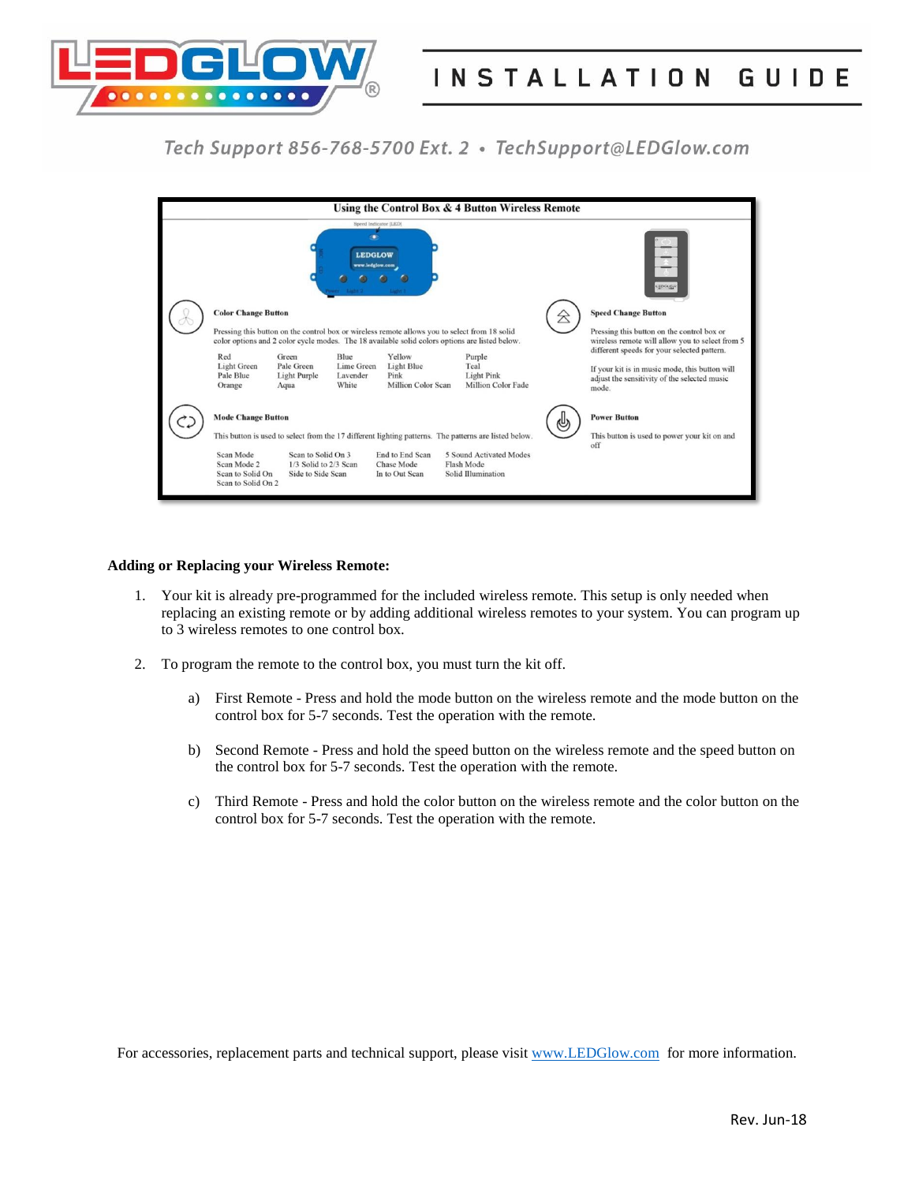Tech Support 856-768-5700 Ext. 2 • TechSupport@LEDGlow.com

**Using the Control Box & 4 Button Wireless Remote**

**Color Change Button**

Pressing this button on the control box or wireless remote allows you to select from 18 solid color options and 2 color cycle modes. The 18 available solid colors options are listed below.

| | | | | |
|---|---|---|---|---|
| Red | Green | Blue | Yellow | Purple |
| Light Green | Pale Green | Lime Green | Light Blue | Teal |
| Pale Blue | Light Purple | Lavender | Pink | Light Pink |
| Orange | Aqua | White | Million Color Scan | Million Color Fade |

**Speed Change Button**

Pressing this button on the control box or wireless remote will allow you to select from 5 different speeds for your selected pattern.

If your kit is in music mode, this button will adjust the sensitivity of the selected music mode.

**Mode Change Button**

This button is used to select from the 17 different lighting patterns. The patterns are listed below.

| | | | |
|---|---|---|---|
| Scan Mode | Scan to Solid On 3 | End to End Scan | 5 Sound Activated Modes |
| Scan Mode 2 | 1/3 Solid to 2/3 Scan | Chase Mode | Flash Mode |
| Scan to Solid On | Side to Side Scan | In to Out Scan | Solid Illumination |
| Scan to Solid On 2 | | | |

**Power Button**

This button is used to power your kit on and off

**Adding or Replacing your Wireless Remote:**

1. Your kit is already pre-programmed for the included wireless remote. This setup is only needed when replacing an existing remote or by adding additional wireless remotes to your system. You can program up to 3 wireless remotes to one control box.

2. To program the remote to the control box, you must turn the kit off.

   a) First Remote - Press and hold the mode button on the wireless remote and the mode button on the control box for 5-7 seconds. Test the operation with the remote.

   b) Second Remote - Press and hold the speed button on the wireless remote and the speed button on the control box for 5-7 seconds. Test the operation with the remote.

   c) Third Remote - Press and hold the color button on the wireless remote and the color button on the control box for 5-7 seconds. Test the operation with the remote.

For accessories, replacement parts and technical support, please visit www.LEDGlow.com for more information.

Rev. Jun-18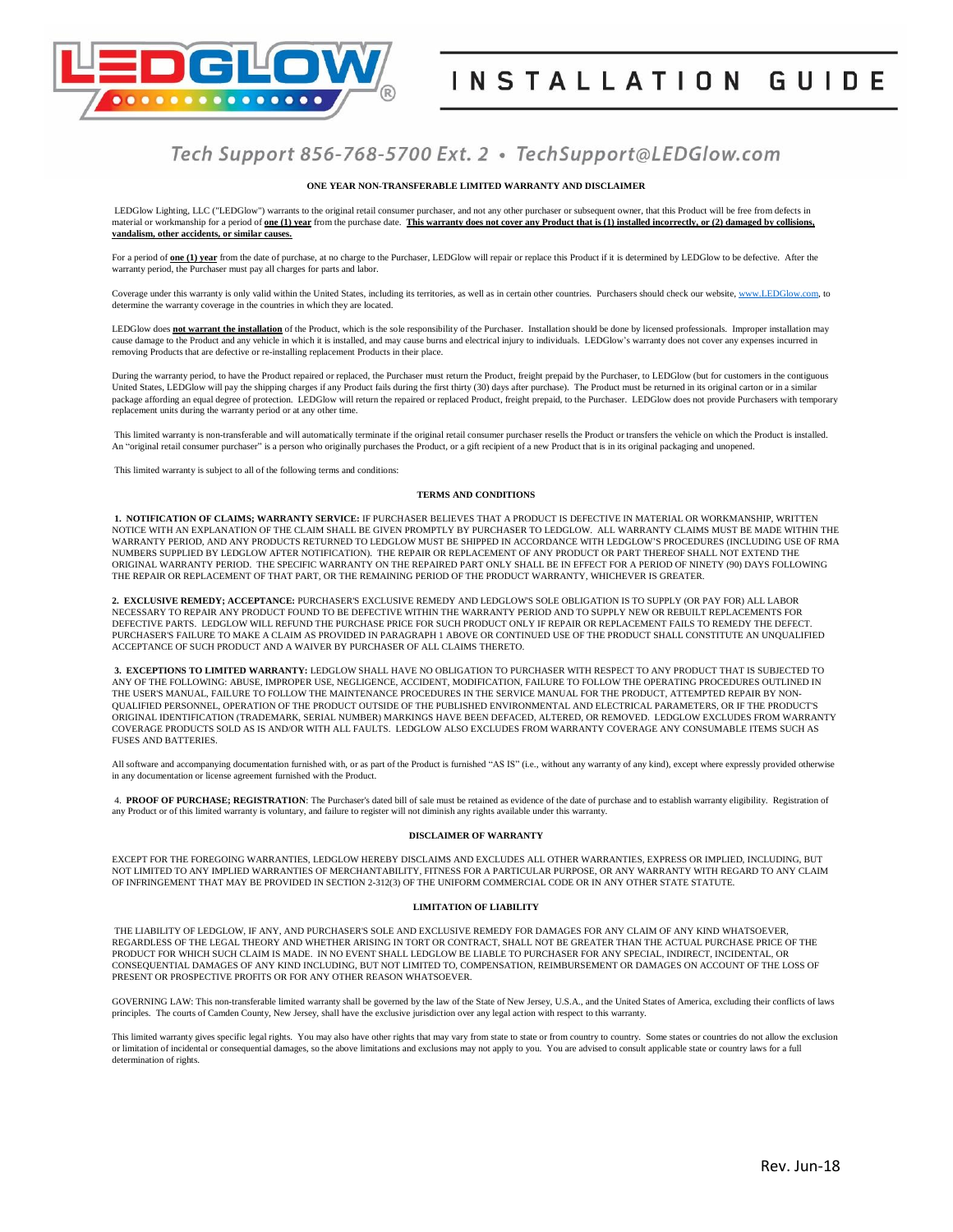# INSTALLATION GUIDE

Tech Support 856-768-5700 Ext. 2 • TechSupport@LEDGlow.com

**ONE YEAR NON-TRANSFERABLE LIMITED WARRANTY AND DISCLAIMER**

LEDGlow Lighting, LLC ("LEDGlow") warrants to the original retail consumer purchaser, and not any other purchaser or subsequent owner, that this Product will be free from defects in material or workmanship for a period of **one (1) year** from the purchase date. **This warranty does not cover any Product that is (1) installed incorrectly, or (2) damaged by collisions, vandalism, other accidents, or similar causes.**

For a period of **one (1) year** from the date of purchase, at no charge to the Purchaser, LEDGlow will repair or replace this Product if it is determined by LEDGlow to be defective. After the warranty period, the Purchaser must pay all charges for parts and labor.

Coverage under this warranty is only valid within the United States, including its territories, as well as in certain other countries. Purchasers should check our website, www.LEDGlow.com, to determine the warranty coverage in the countries in which they are located.

LEDGlow does **not warrant the installation** of the Product, which is the sole responsibility of the Purchaser. Installation should be done by licensed professionals. Improper installation may cause damage to the Product and any vehicle in which it is installed, and may cause burns and electrical injury to individuals. LEDGlow's warranty does not cover any expenses incurred in removing Products that are defective or re-installing replacement Products in their place.

During the warranty period, to have the Product repaired or replaced, the Purchaser must return the Product, freight prepaid by the Purchaser, to LEDGlow (but for customers in the contiguous United States, LEDGlow will pay the shipping charges if any Product fails during the first thirty (30) days after purchase). The Product must be returned in its original carton or in a similar package affording an equal degree of protection. LEDGlow will return the repaired or replaced Product, freight prepaid, to the Purchaser. LEDGlow does not provide Purchasers with temporary replacement units during the warranty period or at any other time.

This limited warranty is non-transferable and will automatically terminate if the original retail consumer purchaser resells the Product or transfers the vehicle on which the Product is installed. An "original retail consumer purchaser" is a person who originally purchases the Product, or a gift recipient of a new Product that is in its original packaging and unopened.

This limited warranty is subject to all of the following terms and conditions:

**TERMS AND CONDITIONS**

**1. NOTIFICATION OF CLAIMS; WARRANTY SERVICE:** IF PURCHASER BELIEVES THAT A PRODUCT IS DEFECTIVE IN MATERIAL OR WORKMANSHIP, WRITTEN NOTICE WITH AN EXPLANATION OF THE CLAIM SHALL BE GIVEN PROMPTLY BY PURCHASER TO LEDGLOW. ALL WARRANTY CLAIMS MUST BE MADE WITHIN THE WARRANTY PERIOD, AND ANY PRODUCTS RETURNED TO LEDGLOW MUST BE SHIPPED IN ACCORDANCE WITH LEDGLOW'S PROCEDURES (INCLUDING USE OF RMA NUMBERS SUPPLIED BY LEDGLOW AFTER NOTIFICATION). THE REPAIR OR REPLACEMENT OF ANY PRODUCT OR PART THEREOF SHALL NOT EXTEND THE ORIGINAL WARRANTY PERIOD. THE SPECIFIC WARRANTY ON THE REPAIRED PART ONLY SHALL BE IN EFFECT FOR A PERIOD OF NINETY (90) DAYS FOLLOWING THE REPAIR OR REPLACEMENT OF THAT PART, OR THE REMAINING PERIOD OF THE PRODUCT WARRANTY, WHICHEVER IS GREATER.

**2. EXCLUSIVE REMEDY; ACCEPTANCE:** PURCHASER'S EXCLUSIVE REMEDY AND LEDGLOW'S SOLE OBLIGATION IS TO SUPPLY (OR PAY FOR) ALL LABOR NECESSARY TO REPAIR ANY PRODUCT FOUND TO BE DEFECTIVE WITHIN THE WARRANTY PERIOD AND TO SUPPLY NEW OR REBUILT REPLACEMENTS FOR DEFECTIVE PARTS. LEDGLOW WILL REFUND THE PURCHASE PRICE FOR SUCH PRODUCT ONLY IF REPAIR OR REPLACEMENT FAILS TO REMEDY THE DEFECT. PURCHASER'S FAILURE TO MAKE A CLAIM AS PROVIDED IN PARAGRAPH 1 ABOVE OR CONTINUED USE OF THE PRODUCT SHALL CONSTITUTE AN UNQUALIFIED ACCEPTANCE OF SUCH PRODUCT AND A WAIVER BY PURCHASER OF ALL CLAIMS THERETO.

**3. EXCEPTIONS TO LIMITED WARRANTY:** LEDGLOW SHALL HAVE NO OBLIGATION TO PURCHASER WITH RESPECT TO ANY PRODUCT THAT IS SUBJECTED TO ANY OF THE FOLLOWING: ABUSE, IMPROPER USE, NEGLIGENCE, ACCIDENT, MODIFICATION, FAILURE TO FOLLOW THE OPERATING PROCEDURES OUTLINED IN THE USER'S MANUAL, FAILURE TO FOLLOW THE MAINTENANCE PROCEDURES IN THE SERVICE MANUAL FOR THE PRODUCT, ATTEMPTED REPAIR BY NON-QUALIFIED PERSONNEL, OPERATION OF THE PRODUCT OUTSIDE OF THE PUBLISHED ENVIRONMENTAL AND ELECTRICAL PARAMETERS, OR IF THE PRODUCT'S ORIGINAL IDENTIFICATION (TRADEMARK, SERIAL NUMBER) MARKINGS HAVE BEEN DEFACED, ALTERED, OR REMOVED. LEDGLOW EXCLUDES FROM WARRANTY COVERAGE PRODUCTS SOLD AS IS AND/OR WITH ALL FAULTS. LEDGLOW ALSO EXCLUDES FROM WARRANTY COVERAGE ANY CONSUMABLE ITEMS SUCH AS FUSES AND BATTERIES.

All software and accompanying documentation furnished with, or as part of the Product is furnished "AS IS" (i.e., without any warranty of any kind), except where expressly provided otherwise in any documentation or license agreement furnished with the Product.

4. **PROOF OF PURCHASE; REGISTRATION**: The Purchaser's dated bill of sale must be retained as evidence of the date of purchase and to establish warranty eligibility. Registration of any Product or of this limited warranty is voluntary, and failure to register will not diminish any rights available under this warranty.

**DISCLAIMER OF WARRANTY**

EXCEPT FOR THE FOREGOING WARRANTIES, LEDGLOW HEREBY DISCLAIMS AND EXCLUDES ALL OTHER WARRANTIES, EXPRESS OR IMPLIED, INCLUDING, BUT NOT LIMITED TO ANY IMPLIED WARRANTIES OF MERCHANTABILITY, FITNESS FOR A PARTICULAR PURPOSE, OR ANY WARRANTY WITH REGARD TO ANY CLAIM OF INFRINGEMENT THAT MAY BE PROVIDED IN SECTION 2-312(3) OF THE UNIFORM COMMERCIAL CODE OR IN ANY OTHER STATE STATUTE.

**LIMITATION OF LIABILITY**

THE LIABILITY OF LEDGLOW, IF ANY, AND PURCHASER'S SOLE AND EXCLUSIVE REMEDY FOR DAMAGES FOR ANY CLAIM OF ANY KIND WHATSOEVER, REGARDLESS OF THE LEGAL THEORY AND WHETHER ARISING IN TORT OR CONTRACT, SHALL NOT BE GREATER THAN THE ACTUAL PURCHASE PRICE OF THE PRODUCT FOR WHICH SUCH CLAIM IS MADE. IN NO EVENT SHALL LEDGLOW BE LIABLE TO PURCHASER FOR ANY SPECIAL, INDIRECT, INCIDENTAL, OR CONSEQUENTIAL DAMAGES OF ANY KIND INCLUDING, BUT NOT LIMITED TO, COMPENSATION, REIMBURSEMENT OR DAMAGES ON ACCOUNT OF THE LOSS OF PRESENT OR PROSPECTIVE PROFITS OR FOR ANY OTHER REASON WHATSOEVER.

GOVERNING LAW: This non-transferable limited warranty shall be governed by the law of the State of New Jersey, U.S.A., and the United States of America, excluding their conflicts of laws principles. The courts of Camden County, New Jersey, shall have the exclusive jurisdiction over any legal action with respect to this warranty.

This limited warranty gives specific legal rights. You may also have other rights that may vary from state to state or from country to country. Some states or countries do not allow the exclusion or limitation of incidental or consequential damages, so the above limitations and exclusions may not apply to you. You are advised to consult applicable state or country laws for a full determination of rights.

Rev. Jun-18